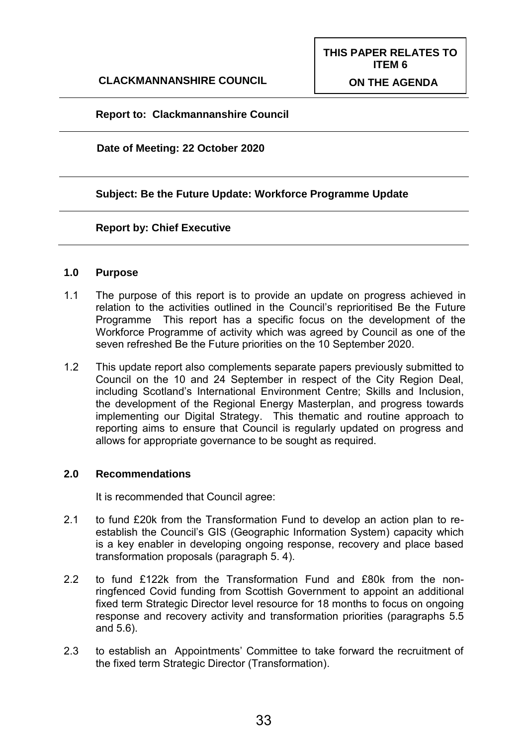**CLACKMANNANSHIRE COUNCIL**

**THIS PAPER RELATES TO ITEM 6 ON THE AGENDA**

**Report to: Clackmannanshire Council**

**Date of Meeting: 22 October 2020**

**Subject: Be the Future Update: Workforce Programme Update**

**Report by: Chief Executive**

## 1.0 Purpose

1.1 The purpose of this report is to provide an update on progress achieved in relation to the activities outlined in the Council's reprioritised Be the Future Programme This report has a specific focus on the development of the Workforce Programme of activity which was agreed by Council as one of the seven refreshed Be the Future priorities on the 10 September 2020.

1.2 This update report also complements separate papers previously submitted to Council on the 10 and 24 September in respect of the City Region Deal, including Scotland's International Environment Centre; Skills and Inclusion, the development of the Regional Energy Masterplan, and progress towards implementing our Digital Strategy. This thematic and routine approach to reporting aims to ensure that Council is regularly updated on progress and allows for appropriate governance to be sought as required.

## 2.0 Recommendations

It is recommended that Council agree:

2.1 to fund £20k from the Transformation Fund to develop an action plan to re-establish the Council's GIS (Geographic Information System) capacity which is a key enabler in developing ongoing response, recovery and place based transformation proposals (paragraph 5. 4).

2.2 to fund £122k from the Transformation Fund and £80k from the non-ringfenced Covid funding from Scottish Government to appoint an additional fixed term Strategic Director level resource for 18 months to focus on ongoing response and recovery activity and transformation priorities (paragraphs 5.5 and 5.6).

2.3 to establish an Appointments' Committee to take forward the recruitment of the fixed term Strategic Director (Transformation).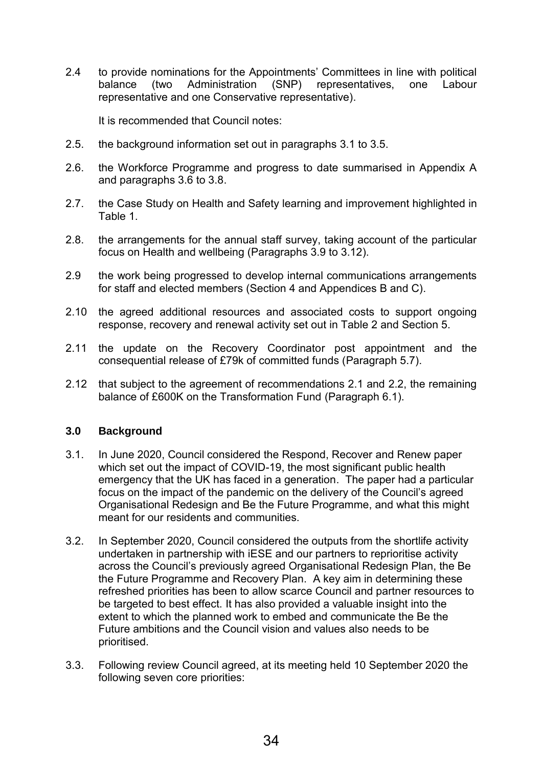2.4 to provide nominations for the Appointments' Committees in line with political balance (two Administration (SNP) representatives, one Labour representative and one Conservative representative).

It is recommended that Council notes:

2.5. the background information set out in paragraphs 3.1 to 3.5.

2.6. the Workforce Programme and progress to date summarised in Appendix A and paragraphs 3.6 to 3.8.

2.7. the Case Study on Health and Safety learning and improvement highlighted in Table 1.

2.8. the arrangements for the annual staff survey, taking account of the particular focus on Health and wellbeing (Paragraphs 3.9 to 3.12).

2.9 the work being progressed to develop internal communications arrangements for staff and elected members (Section 4 and Appendices B and C).

2.10 the agreed additional resources and associated costs to support ongoing response, recovery and renewal activity set out in Table 2 and Section 5.

2.11 the update on the Recovery Coordinator post appointment and the consequential release of £79k of committed funds (Paragraph 5.7).

2.12 that subject to the agreement of recommendations 2.1 and 2.2, the remaining balance of £600K on the Transformation Fund (Paragraph 6.1).

## 3.0 Background

3.1. In June 2020, Council considered the Respond, Recover and Renew paper which set out the impact of COVID-19, the most significant public health emergency that the UK has faced in a generation. The paper had a particular focus on the impact of the pandemic on the delivery of the Council's agreed Organisational Redesign and Be the Future Programme, and what this might meant for our residents and communities.

3.2. In September 2020, Council considered the outputs from the shortlife activity undertaken in partnership with iESE and our partners to reprioritise activity across the Council's previously agreed Organisational Redesign Plan, the Be the Future Programme and Recovery Plan. A key aim in determining these refreshed priorities has been to allow scarce Council and partner resources to be targeted to best effect. It has also provided a valuable insight into the extent to which the planned work to embed and communicate the Be the Future ambitions and the Council vision and values also needs to be prioritised.

3.3. Following review Council agreed, at its meeting held 10 September 2020 the following seven core priorities: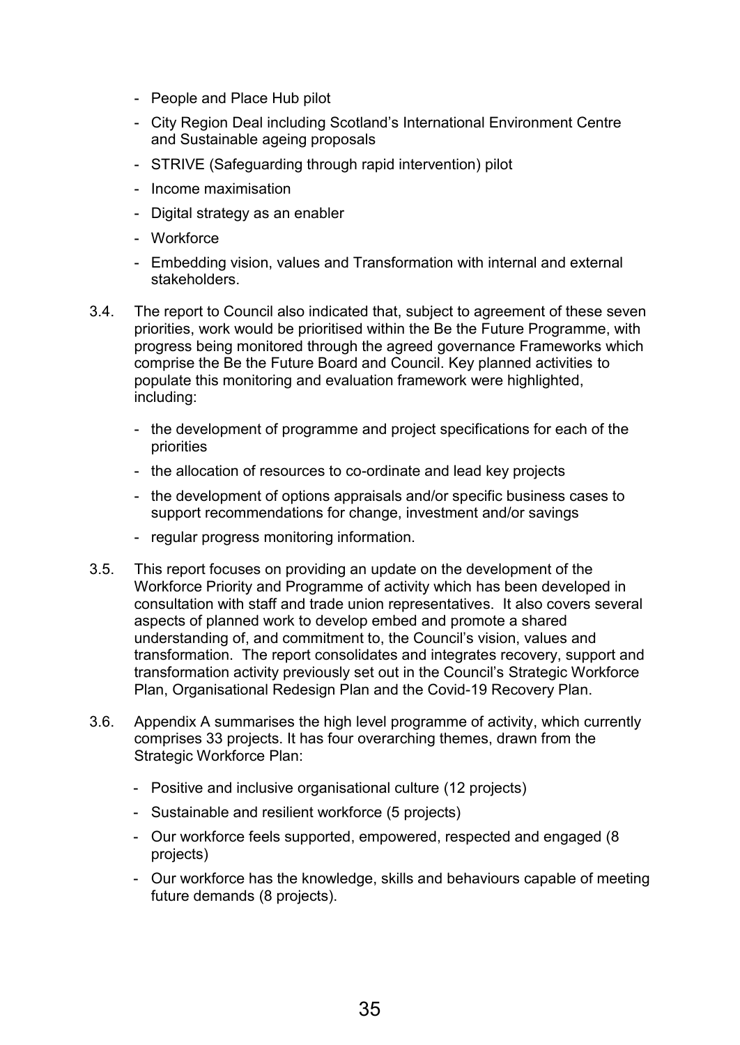- People and Place Hub pilot
- City Region Deal including Scotland's International Environment Centre and Sustainable ageing proposals
- STRIVE (Safeguarding through rapid intervention) pilot
- Income maximisation
- Digital strategy as an enabler
- Workforce
- Embedding vision, values and Transformation with internal and external stakeholders.

3.4. The report to Council also indicated that, subject to agreement of these seven priorities, work would be prioritised within the Be the Future Programme, with progress being monitored through the agreed governance Frameworks which comprise the Be the Future Board and Council. Key planned activities to populate this monitoring and evaluation framework were highlighted, including:

- the development of programme and project specifications for each of the priorities
- the allocation of resources to co-ordinate and lead key projects
- the development of options appraisals and/or specific business cases to support recommendations for change, investment and/or savings
- regular progress monitoring information.

3.5. This report focuses on providing an update on the development of the Workforce Priority and Programme of activity which has been developed in consultation with staff and trade union representatives. It also covers several aspects of planned work to develop embed and promote a shared understanding of, and commitment to, the Council's vision, values and transformation. The report consolidates and integrates recovery, support and transformation activity previously set out in the Council's Strategic Workforce Plan, Organisational Redesign Plan and the Covid-19 Recovery Plan.

3.6. Appendix A summarises the high level programme of activity, which currently comprises 33 projects. It has four overarching themes, drawn from the Strategic Workforce Plan:

- Positive and inclusive organisational culture (12 projects)
- Sustainable and resilient workforce (5 projects)
- Our workforce feels supported, empowered, respected and engaged (8 projects)
- Our workforce has the knowledge, skills and behaviours capable of meeting future demands (8 projects).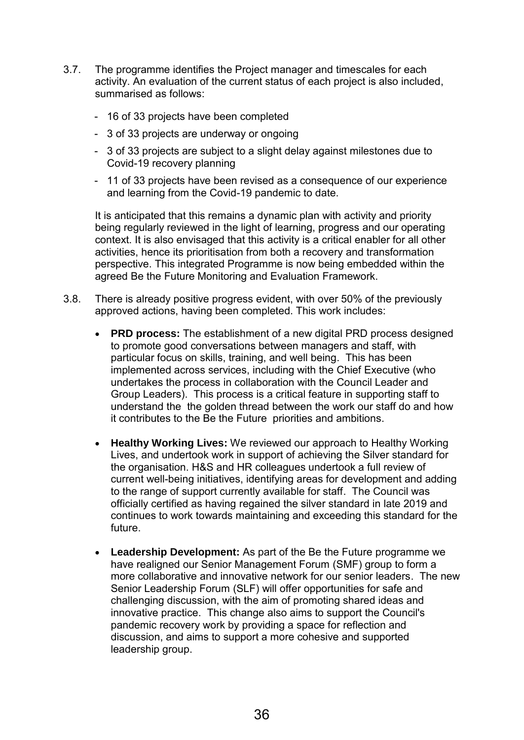3.7. The programme identifies the Project manager and timescales for each activity. An evaluation of the current status of each project is also included, summarised as follows:

- 16 of 33 projects have been completed
- 3 of 33 projects are underway or ongoing
- 3 of 33 projects are subject to a slight delay against milestones due to Covid-19 recovery planning
- 11 of 33 projects have been revised as a consequence of our experience and learning from the Covid-19 pandemic to date.

It is anticipated that this remains a dynamic plan with activity and priority being regularly reviewed in the light of learning, progress and our operating context. It is also envisaged that this activity is a critical enabler for all other activities, hence its prioritisation from both a recovery and transformation perspective. This integrated Programme is now being embedded within the agreed Be the Future Monitoring and Evaluation Framework.

3.8. There is already positive progress evident, with over 50% of the previously approved actions, having been completed. This work includes:

- **PRD process:** The establishment of a new digital PRD process designed to promote good conversations between managers and staff, with particular focus on skills, training, and well being. This has been implemented across services, including with the Chief Executive (who undertakes the process in collaboration with the Council Leader and Group Leaders). This process is a critical feature in supporting staff to understand the the golden thread between the work our staff do and how it contributes to the Be the Future priorities and ambitions.

- **Healthy Working Lives:** We reviewed our approach to Healthy Working Lives, and undertook work in support of achieving the Silver standard for the organisation. H&S and HR colleagues undertook a full review of current well-being initiatives, identifying areas for development and adding to the range of support currently available for staff. The Council was officially certified as having regained the silver standard in late 2019 and continues to work towards maintaining and exceeding this standard for the future.

- **Leadership Development:** As part of the Be the Future programme we have realigned our Senior Management Forum (SMF) group to form a more collaborative and innovative network for our senior leaders. The new Senior Leadership Forum (SLF) will offer opportunities for safe and challenging discussion, with the aim of promoting shared ideas and innovative practice. This change also aims to support the Council's pandemic recovery work by providing a space for reflection and discussion, and aims to support a more cohesive and supported leadership group.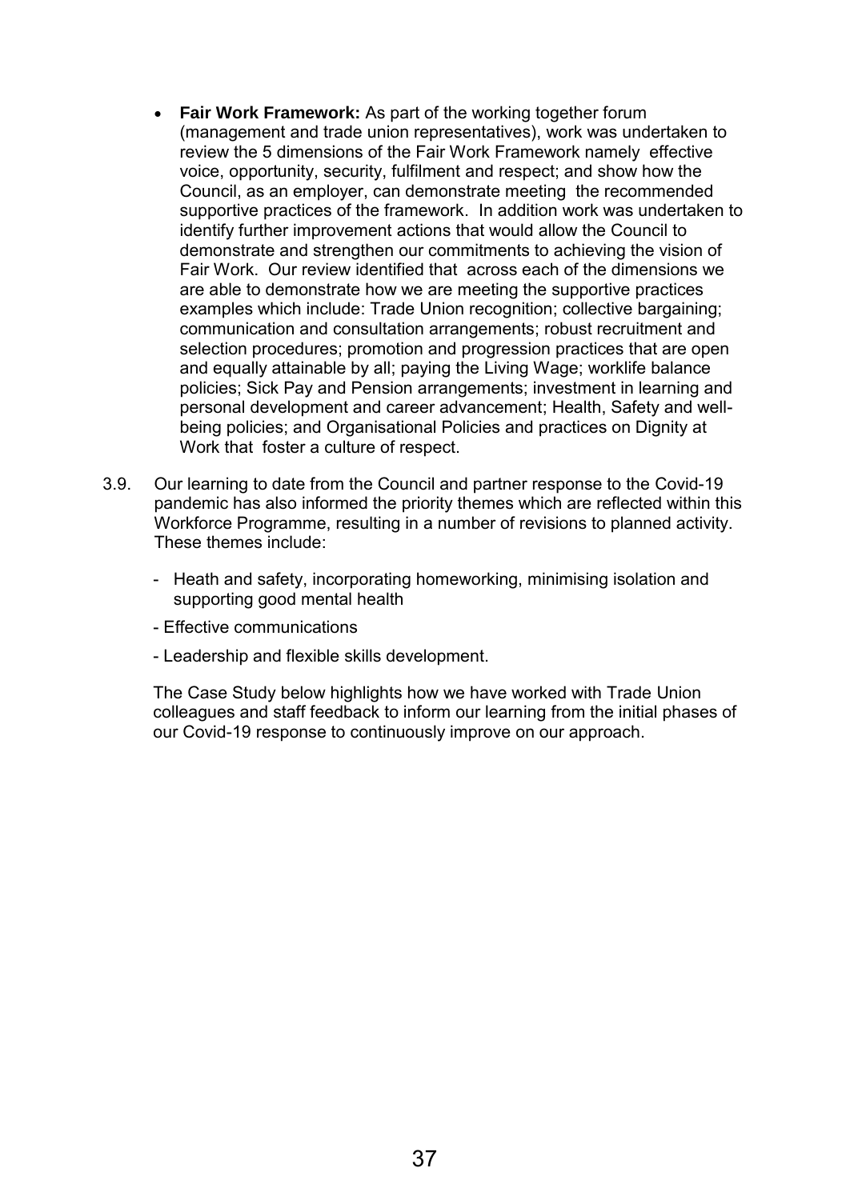- **Fair Work Framework:** As part of the working together forum (management and trade union representatives), work was undertaken to review the 5 dimensions of the Fair Work Framework namely effective voice, opportunity, security, fulfilment and respect; and show how the Council, as an employer, can demonstrate meeting the recommended supportive practices of the framework. In addition work was undertaken to identify further improvement actions that would allow the Council to demonstrate and strengthen our commitments to achieving the vision of Fair Work. Our review identified that across each of the dimensions we are able to demonstrate how we are meeting the supportive practices examples which include: Trade Union recognition; collective bargaining; communication and consultation arrangements; robust recruitment and selection procedures; promotion and progression practices that are open and equally attainable by all; paying the Living Wage; worklife balance policies; Sick Pay and Pension arrangements; investment in learning and personal development and career advancement; Health, Safety and well-being policies; and Organisational Policies and practices on Dignity at Work that foster a culture of respect.

3.9. Our learning to date from the Council and partner response to the Covid-19 pandemic has also informed the priority themes which are reflected within this Workforce Programme, resulting in a number of revisions to planned activity. These themes include:

- Heath and safety, incorporating homeworking, minimising isolation and supporting good mental health
- Effective communications
- Leadership and flexible skills development.

The Case Study below highlights how we have worked with Trade Union colleagues and staff feedback to inform our learning from the initial phases of our Covid-19 response to continuously improve on our approach.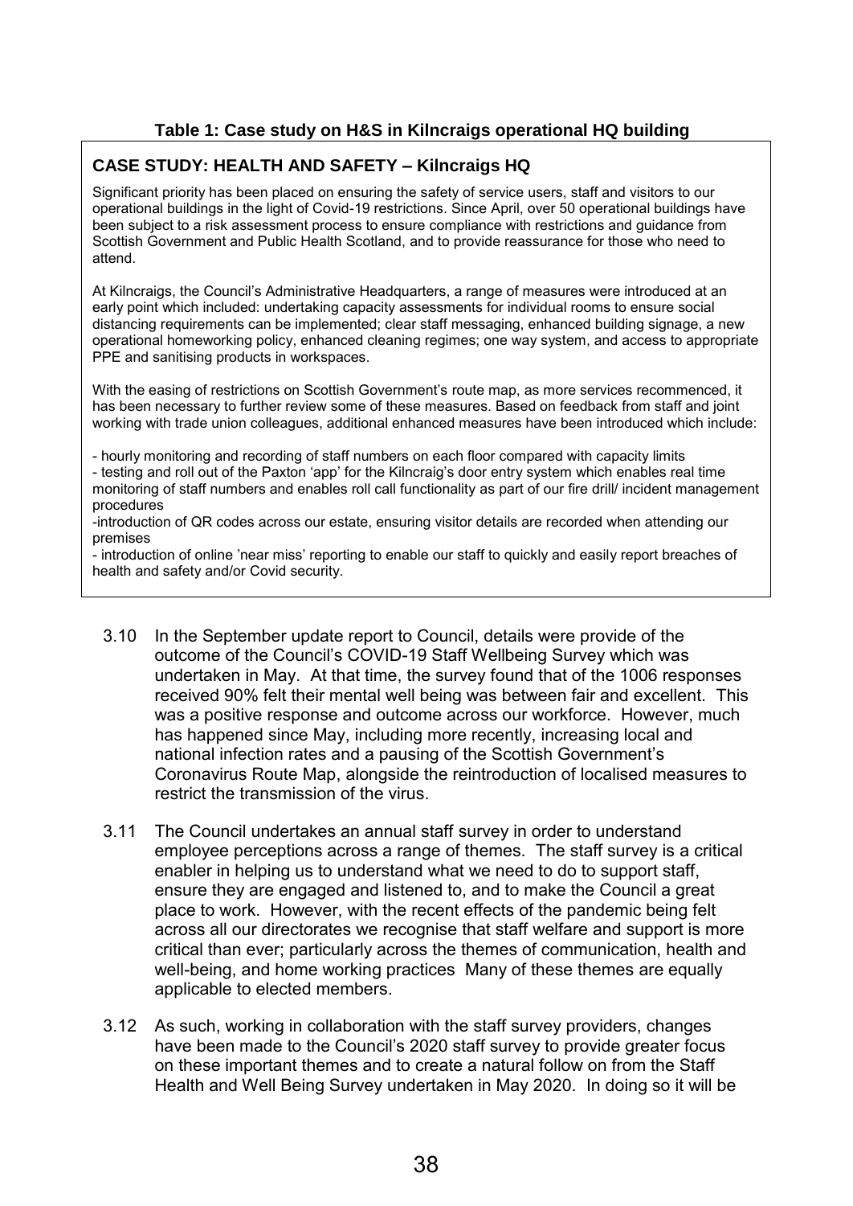**Table 1: Case study on H&S in Kilncraigs operational HQ building**

### CASE STUDY: HEALTH AND SAFETY – Kilncraigs HQ

Significant priority has been placed on ensuring the safety of service users, staff and visitors to our operational buildings in the light of Covid-19 restrictions. Since April, over 50 operational buildings have been subject to a risk assessment process to ensure compliance with restrictions and guidance from Scottish Government and Public Health Scotland, and to provide reassurance for those who need to attend.

At Kilncraigs, the Council's Administrative Headquarters, a range of measures were introduced at an early point which included: undertaking capacity assessments for individual rooms to ensure social distancing requirements can be implemented; clear staff messaging, enhanced building signage, a new operational homeworking policy, enhanced cleaning regimes; one way system, and access to appropriate PPE and sanitising products in workspaces.

With the easing of restrictions on Scottish Government's route map, as more services recommenced, it has been necessary to further review some of these measures. Based on feedback from staff and joint working with trade union colleagues, additional enhanced measures have been introduced which include:

- hourly monitoring and recording of staff numbers on each floor compared with capacity limits
- testing and roll out of the Paxton 'app' for the Kilncraig's door entry system which enables real time monitoring of staff numbers and enables roll call functionality as part of our fire drill/ incident management procedures
- introduction of QR codes across our estate, ensuring visitor details are recorded when attending our premises
- introduction of online 'near miss' reporting to enable our staff to quickly and easily report breaches of health and safety and/or Covid security.

3.10 In the September update report to Council, details were provide of the outcome of the Council's COVID-19 Staff Wellbeing Survey which was undertaken in May. At that time, the survey found that of the 1006 responses received 90% felt their mental well being was between fair and excellent. This was a positive response and outcome across our workforce. However, much has happened since May, including more recently, increasing local and national infection rates and a pausing of the Scottish Government's Coronavirus Route Map, alongside the reintroduction of localised measures to restrict the transmission of the virus.

3.11 The Council undertakes an annual staff survey in order to understand employee perceptions across a range of themes. The staff survey is a critical enabler in helping us to understand what we need to do to support staff, ensure they are engaged and listened to, and to make the Council a great place to work. However, with the recent effects of the pandemic being felt across all our directorates we recognise that staff welfare and support is more critical than ever; particularly across the themes of communication, health and well-being, and home working practices Many of these themes are equally applicable to elected members.

3.12 As such, working in collaboration with the staff survey providers, changes have been made to the Council's 2020 staff survey to provide greater focus on these important themes and to create a natural follow on from the Staff Health and Well Being Survey undertaken in May 2020. In doing so it will be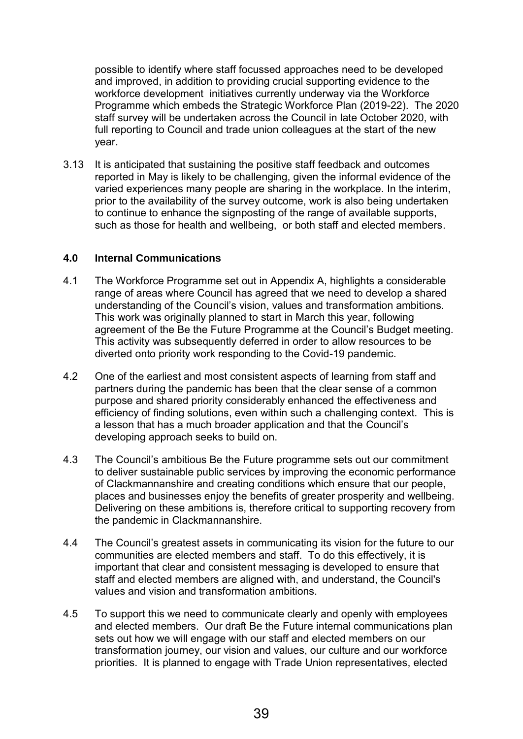possible to identify where staff focussed approaches need to be developed and improved, in addition to providing crucial supporting evidence to the workforce development initiatives currently underway via the Workforce Programme which embeds the Strategic Workforce Plan (2019-22). The 2020 staff survey will be undertaken across the Council in late October 2020, with full reporting to Council and trade union colleagues at the start of the new year.

3.13 It is anticipated that sustaining the positive staff feedback and outcomes reported in May is likely to be challenging, given the informal evidence of the varied experiences many people are sharing in the workplace. In the interim, prior to the availability of the survey outcome, work is also being undertaken to continue to enhance the signposting of the range of available supports, such as those for health and wellbeing, or both staff and elected members.

## 4.0 Internal Communications

4.1 The Workforce Programme set out in Appendix A, highlights a considerable range of areas where Council has agreed that we need to develop a shared understanding of the Council's vision, values and transformation ambitions. This work was originally planned to start in March this year, following agreement of the Be the Future Programme at the Council's Budget meeting. This activity was subsequently deferred in order to allow resources to be diverted onto priority work responding to the Covid-19 pandemic.

4.2 One of the earliest and most consistent aspects of learning from staff and partners during the pandemic has been that the clear sense of a common purpose and shared priority considerably enhanced the effectiveness and efficiency of finding solutions, even within such a challenging context. This is a lesson that has a much broader application and that the Council's developing approach seeks to build on.

4.3 The Council's ambitious Be the Future programme sets out our commitment to deliver sustainable public services by improving the economic performance of Clackmannanshire and creating conditions which ensure that our people, places and businesses enjoy the benefits of greater prosperity and wellbeing. Delivering on these ambitions is, therefore critical to supporting recovery from the pandemic in Clackmannanshire.

4.4 The Council's greatest assets in communicating its vision for the future to our communities are elected members and staff. To do this effectively, it is important that clear and consistent messaging is developed to ensure that staff and elected members are aligned with, and understand, the Council's values and vision and transformation ambitions.

4.5 To support this we need to communicate clearly and openly with employees and elected members. Our draft Be the Future internal communications plan sets out how we will engage with our staff and elected members on our transformation journey, our vision and values, our culture and our workforce priorities. It is planned to engage with Trade Union representatives, elected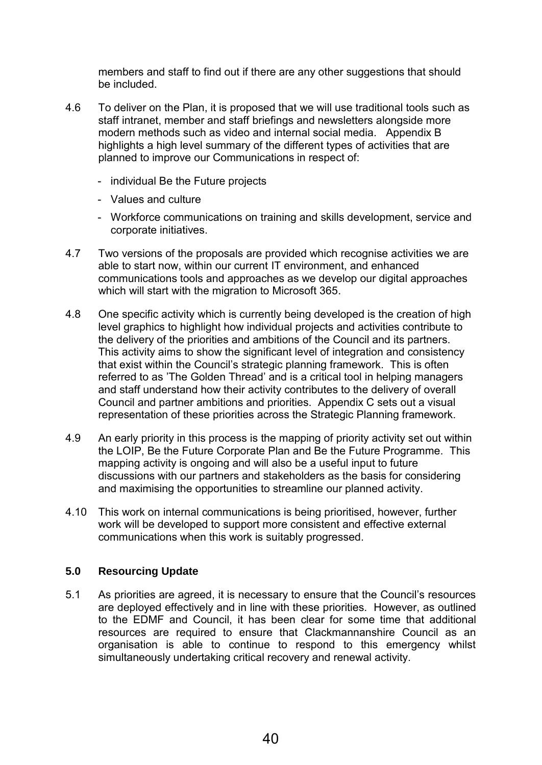members and staff to find out if there are any other suggestions that should be included.

4.6 To deliver on the Plan, it is proposed that we will use traditional tools such as staff intranet, member and staff briefings and newsletters alongside more modern methods such as video and internal social media. Appendix B highlights a high level summary of the different types of activities that are planned to improve our Communications in respect of:

- individual Be the Future projects
- Values and culture
- Workforce communications on training and skills development, service and corporate initiatives.

4.7 Two versions of the proposals are provided which recognise activities we are able to start now, within our current IT environment, and enhanced communications tools and approaches as we develop our digital approaches which will start with the migration to Microsoft 365.

4.8 One specific activity which is currently being developed is the creation of high level graphics to highlight how individual projects and activities contribute to the delivery of the priorities and ambitions of the Council and its partners. This activity aims to show the significant level of integration and consistency that exist within the Council's strategic planning framework. This is often referred to as 'The Golden Thread' and is a critical tool in helping managers and staff understand how their activity contributes to the delivery of overall Council and partner ambitions and priorities. Appendix C sets out a visual representation of these priorities across the Strategic Planning framework.

4.9 An early priority in this process is the mapping of priority activity set out within the LOIP, Be the Future Corporate Plan and Be the Future Programme. This mapping activity is ongoing and will also be a useful input to future discussions with our partners and stakeholders as the basis for considering and maximising the opportunities to streamline our planned activity.

4.10 This work on internal communications is being prioritised, however, further work will be developed to support more consistent and effective external communications when this work is suitably progressed.

## 5.0 Resourcing Update

5.1 As priorities are agreed, it is necessary to ensure that the Council's resources are deployed effectively and in line with these priorities. However, as outlined to the EDMF and Council, it has been clear for some time that additional resources are required to ensure that Clackmannanshire Council as an organisation is able to continue to respond to this emergency whilst simultaneously undertaking critical recovery and renewal activity.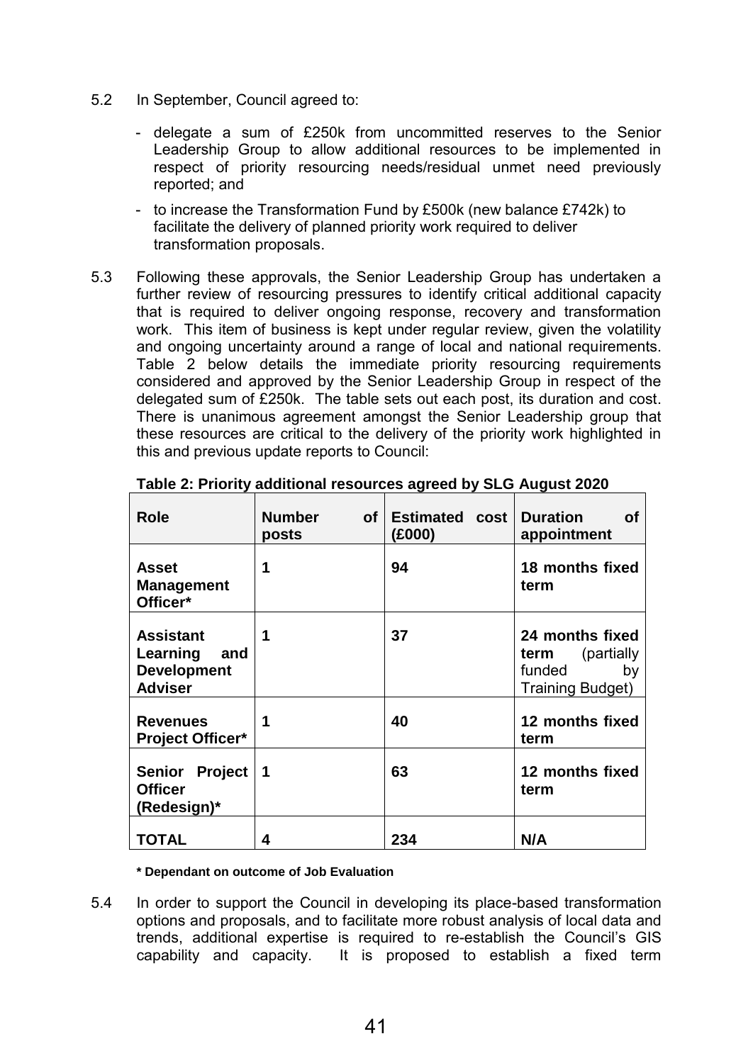5.2 In September, Council agreed to:

- delegate a sum of £250k from uncommitted reserves to the Senior Leadership Group to allow additional resources to be implemented in respect of priority resourcing needs/residual unmet need previously reported; and
- to increase the Transformation Fund by £500k (new balance £742k) to facilitate the delivery of planned priority work required to deliver transformation proposals.

5.3 Following these approvals, the Senior Leadership Group has undertaken a further review of resourcing pressures to identify critical additional capacity that is required to deliver ongoing response, recovery and transformation work. This item of business is kept under regular review, given the volatility and ongoing uncertainty around a range of local and national requirements. Table 2 below details the immediate priority resourcing requirements considered and approved by the Senior Leadership Group in respect of the delegated sum of £250k. The table sets out each post, its duration and cost. There is unanimous agreement amongst the Senior Leadership group that these resources are critical to the delivery of the priority work highlighted in this and previous update reports to Council:

**Table 2: Priority additional resources agreed by SLG August 2020**

| Role | Number of posts | Estimated cost (£000) | Duration of appointment |
|---|---|---|---|
| **Asset Management Officer*** | **1** | **94** | **18 months fixed term** |
| **Assistant Learning and Development Adviser** | **1** | **37** | **24 months fixed term** (partially funded by Training Budget) |
| **Revenues Project Officer*** | **1** | **40** | **12 months fixed term** |
| **Senior Project Officer (Redesign)*** | **1** | **63** | **12 months fixed term** |
| **TOTAL** | **4** | **234** | **N/A** |

**\* Dependant on outcome of Job Evaluation**

5.4 In order to support the Council in developing its place-based transformation options and proposals, and to facilitate more robust analysis of local data and trends, additional expertise is required to re-establish the Council's GIS capability and capacity. It is proposed to establish a fixed term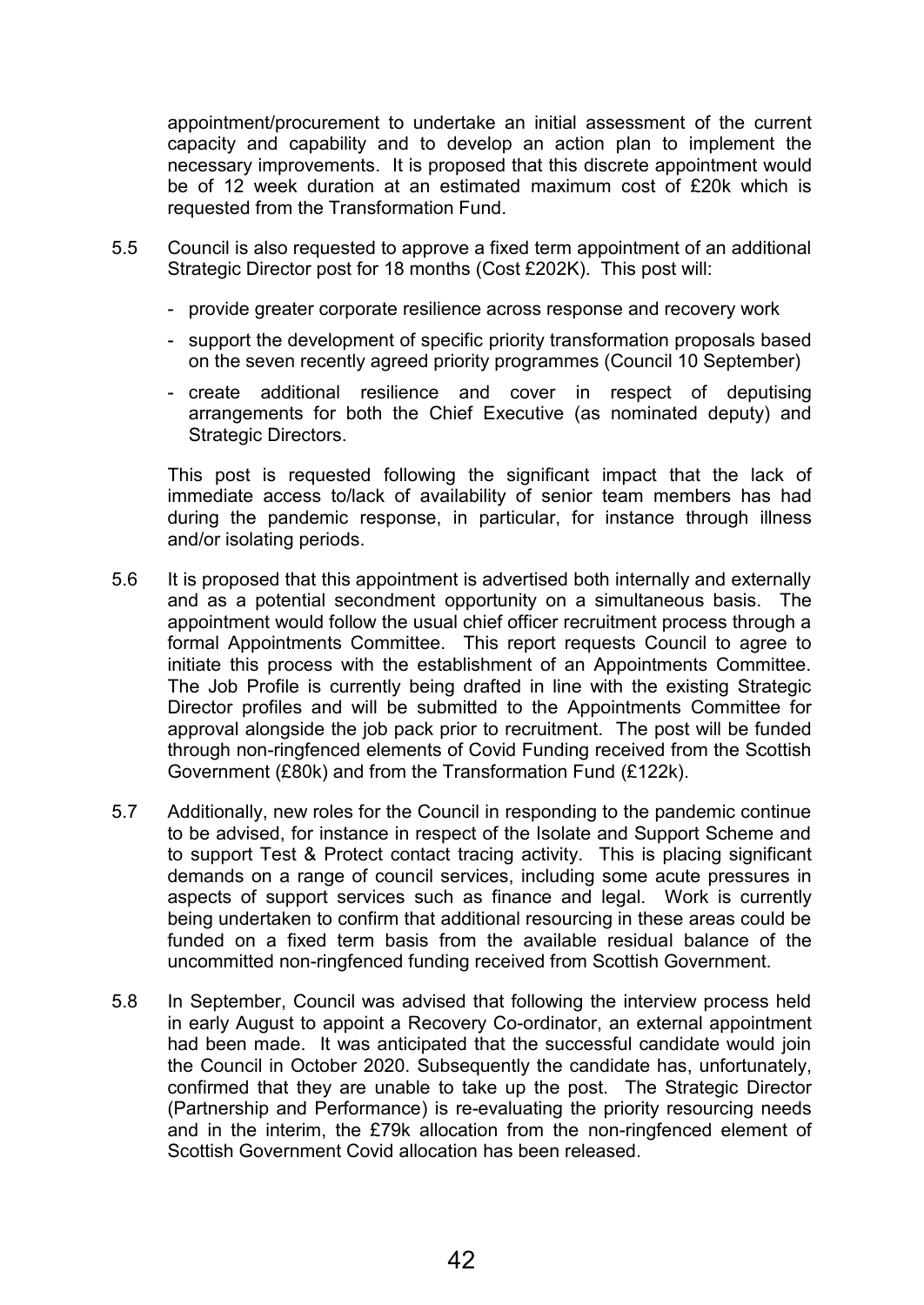appointment/procurement to undertake an initial assessment of the current capacity and capability and to develop an action plan to implement the necessary improvements. It is proposed that this discrete appointment would be of 12 week duration at an estimated maximum cost of £20k which is requested from the Transformation Fund.

5.5 Council is also requested to approve a fixed term appointment of an additional Strategic Director post for 18 months (Cost £202K). This post will:

- provide greater corporate resilience across response and recovery work
- support the development of specific priority transformation proposals based on the seven recently agreed priority programmes (Council 10 September)
- create additional resilience and cover in respect of deputising arrangements for both the Chief Executive (as nominated deputy) and Strategic Directors.

This post is requested following the significant impact that the lack of immediate access to/lack of availability of senior team members has had during the pandemic response, in particular, for instance through illness and/or isolating periods.

5.6 It is proposed that this appointment is advertised both internally and externally and as a potential secondment opportunity on a simultaneous basis. The appointment would follow the usual chief officer recruitment process through a formal Appointments Committee. This report requests Council to agree to initiate this process with the establishment of an Appointments Committee. The Job Profile is currently being drafted in line with the existing Strategic Director profiles and will be submitted to the Appointments Committee for approval alongside the job pack prior to recruitment. The post will be funded through non-ringfenced elements of Covid Funding received from the Scottish Government (£80k) and from the Transformation Fund (£122k).

5.7 Additionally, new roles for the Council in responding to the pandemic continue to be advised, for instance in respect of the Isolate and Support Scheme and to support Test & Protect contact tracing activity. This is placing significant demands on a range of council services, including some acute pressures in aspects of support services such as finance and legal. Work is currently being undertaken to confirm that additional resourcing in these areas could be funded on a fixed term basis from the available residual balance of the uncommitted non-ringfenced funding received from Scottish Government.

5.8 In September, Council was advised that following the interview process held in early August to appoint a Recovery Co-ordinator, an external appointment had been made. It was anticipated that the successful candidate would join the Council in October 2020. Subsequently the candidate has, unfortunately, confirmed that they are unable to take up the post. The Strategic Director (Partnership and Performance) is re-evaluating the priority resourcing needs and in the interim, the £79k allocation from the non-ringfenced element of Scottish Government Covid allocation has been released.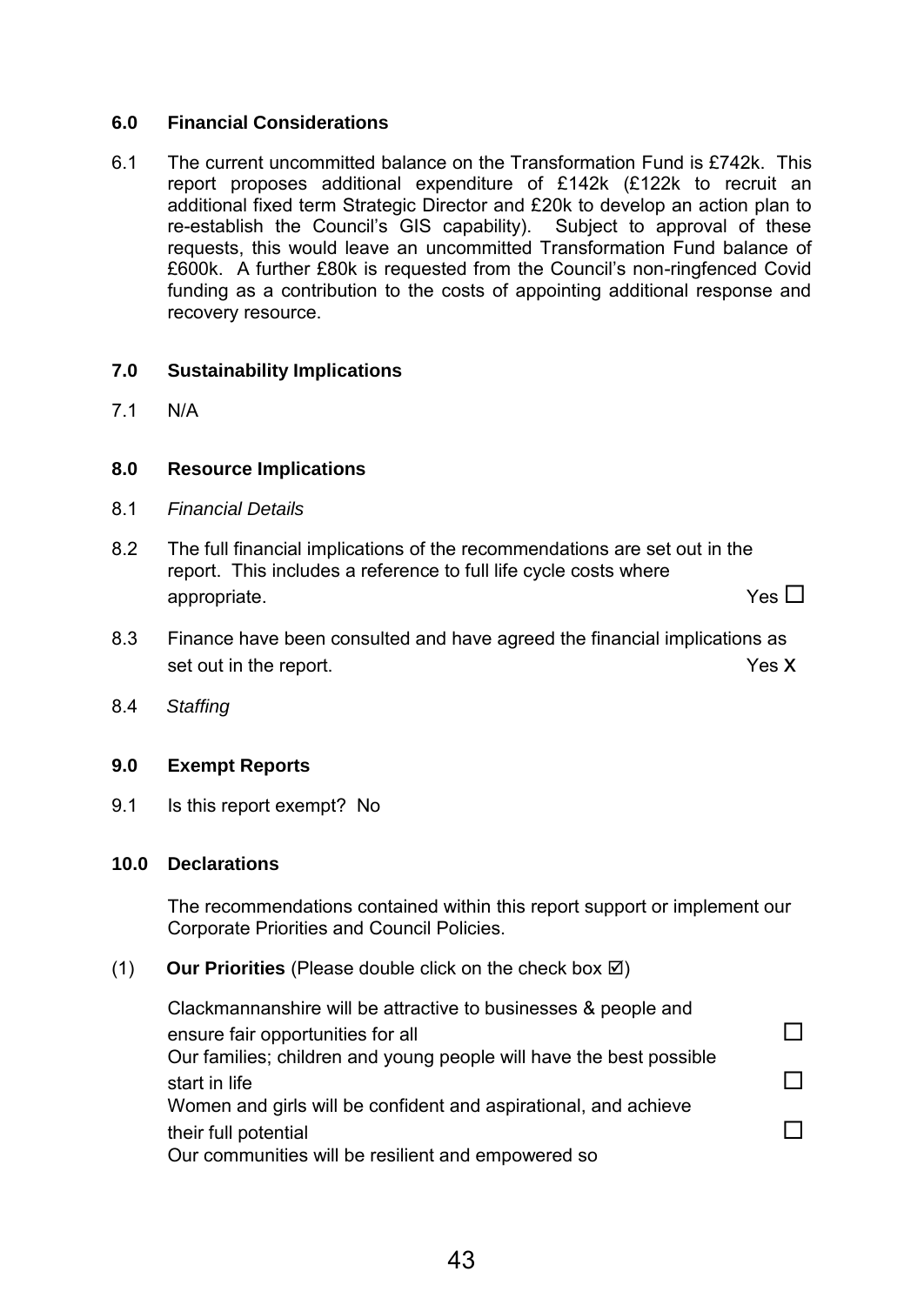## 6.0 Financial Considerations

6.1 The current uncommitted balance on the Transformation Fund is £742k. This report proposes additional expenditure of £142k (£122k to recruit an additional fixed term Strategic Director and £20k to develop an action plan to re-establish the Council's GIS capability). Subject to approval of these requests, this would leave an uncommitted Transformation Fund balance of £600k. A further £80k is requested from the Council's non-ringfenced Covid funding as a contribution to the costs of appointing additional response and recovery resource.

## 7.0 Sustainability Implications

7.1 N/A

## 8.0 Resource Implications

8.1 *Financial Details*

8.2 The full financial implications of the recommendations are set out in the report. This includes a reference to full life cycle costs where appropriate. Yes ☐

8.3 Finance have been consulted and have agreed the financial implications as set out in the report. Yes X

8.4 *Staffing*

## 9.0 Exempt Reports

9.1 Is this report exempt? No

## 10.0 Declarations

The recommendations contained within this report support or implement our Corporate Priorities and Council Policies.

(1) **Our Priorities** (Please double click on the check box ☑)

Clackmannanshire will be attractive to businesses & people and ensure fair opportunities for all ☐

Our families; children and young people will have the best possible start in life ☐

Women and girls will be confident and aspirational, and achieve their full potential ☐

Our communities will be resilient and empowered so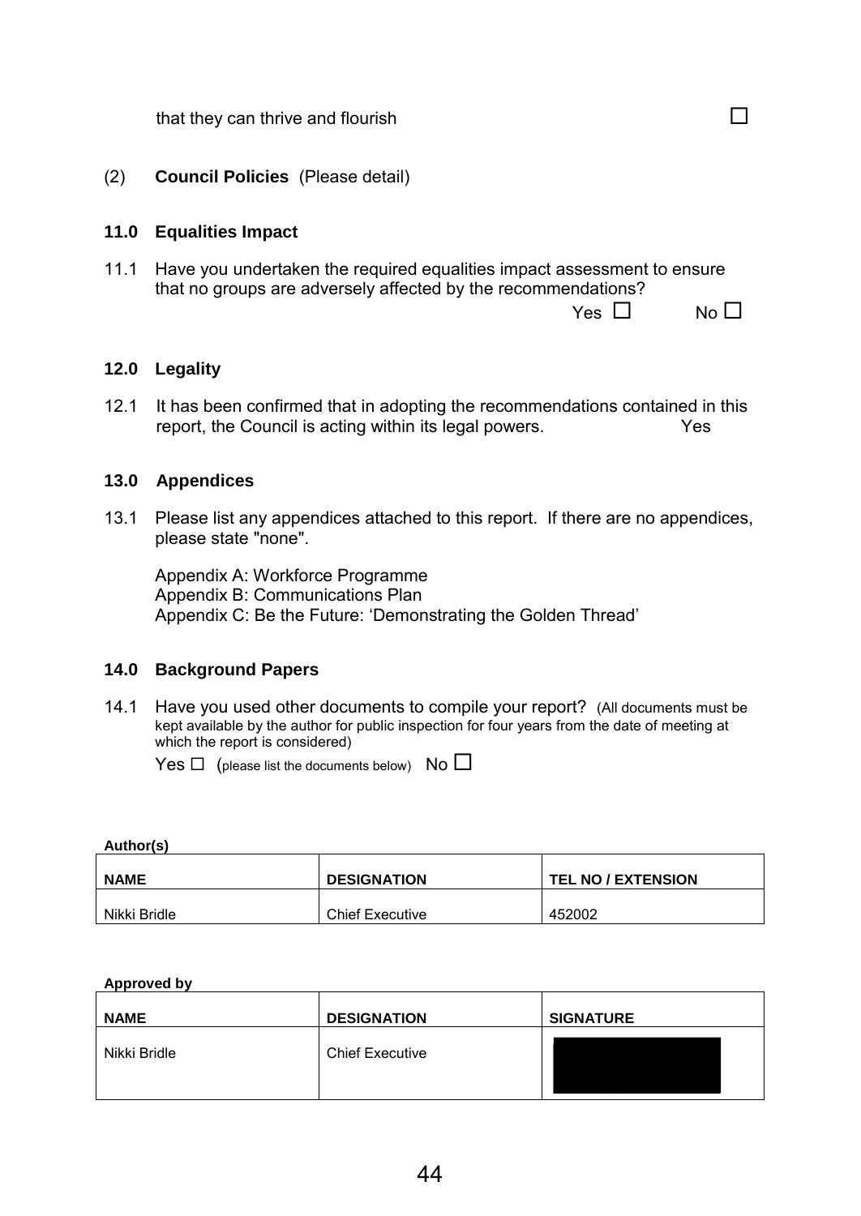that they can thrive and flourish ☐

(2) **Council Policies** (Please detail)

### 11.0 Equalities Impact

11.1 Have you undertaken the required equalities impact assessment to ensure that no groups are adversely affected by the recommendations?

Yes ☐ No ☐

### 12.0 Legality

12.1 It has been confirmed that in adopting the recommendations contained in this report, the Council is acting within its legal powers. Yes

### 13.0 Appendices

13.1 Please list any appendices attached to this report. If there are no appendices, please state "none".

Appendix A: Workforce Programme
Appendix B: Communications Plan
Appendix C: Be the Future: 'Demonstrating the Golden Thread'

### 14.0 Background Papers

14.1 Have you used other documents to compile your report? (All documents must be kept available by the author for public inspection for four years from the date of meeting at which the report is considered)

Yes ☐ (please list the documents below) No ☐

**Author(s)**

| NAME | DESIGNATION | TEL NO / EXTENSION |
|---|---|---|
| Nikki Bridle | Chief Executive | 452002 |

**Approved by**

| NAME | DESIGNATION | SIGNATURE |
|---|---|---|
| Nikki Bridle | Chief Executive | |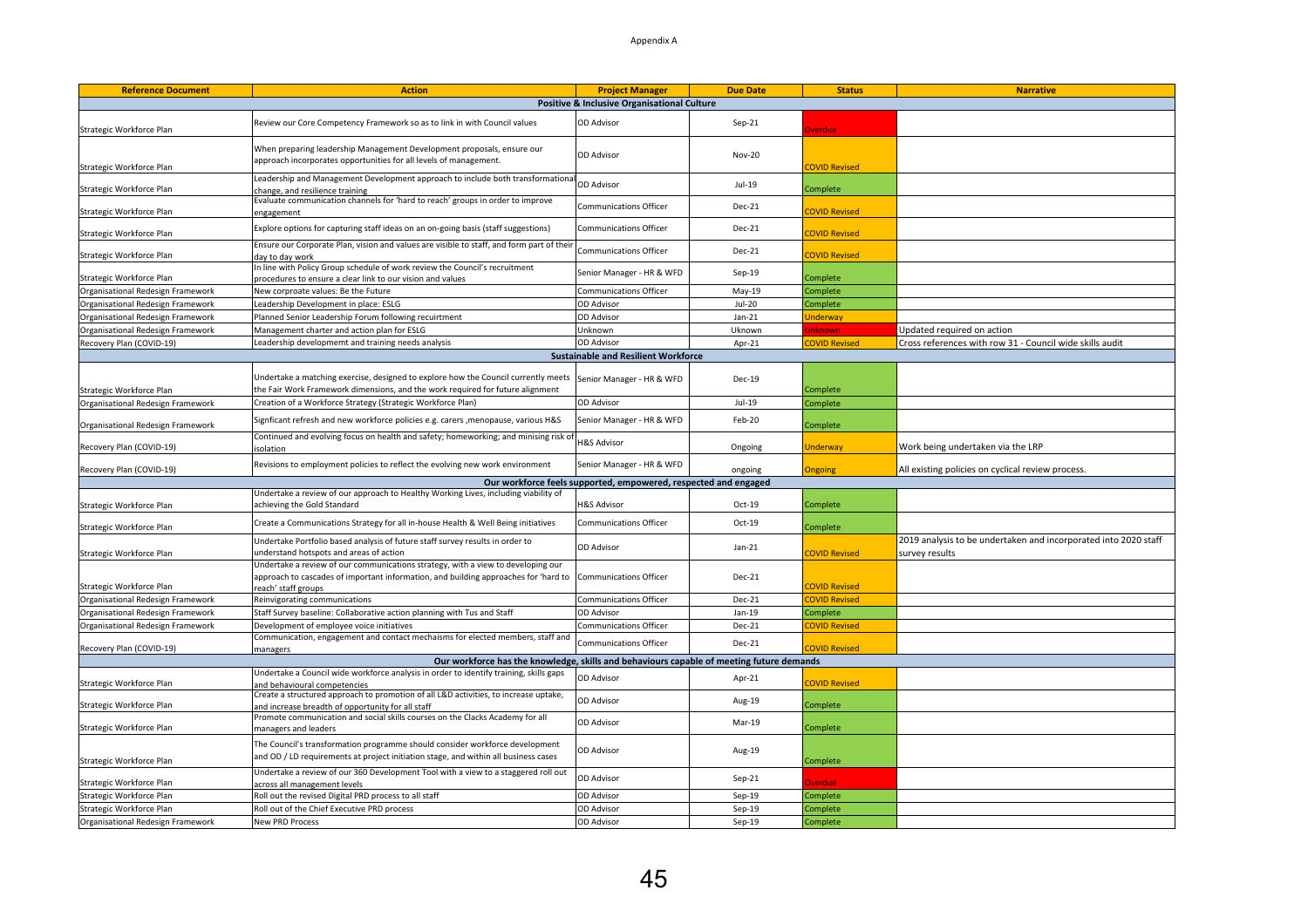Appendix A

| Reference Document | Action | Project Manager | Due Date | Status | Narrative |
|---|---|---|---|---|---|
| **Positive & Inclusive Organisational Culture** | | | | | |
| Strategic Workforce Plan | Review our Core Competency Framework so as to link in with Council values | OD Advisor | Sep-21 | Overdue | |
| Strategic Workforce Plan | When preparing leadership Management Development proposals, ensure our approach incorporates opportunities for all levels of management. | OD Advisor | Nov-20 | COVID Revised | |
| Strategic Workforce Plan | Leadership and Management Development approach to include both transformational change, and resilience training | OD Advisor | Jul-19 | Complete | |
| Strategic Workforce Plan | Evaluate communication channels for 'hard to reach' groups in order to improve engagement | Communications Officer | Dec-21 | COVID Revised | |
| Strategic Workforce Plan | Explore options for capturing staff ideas on an on-going basis (staff suggestions) | Communications Officer | Dec-21 | COVID Revised | |
| Strategic Workforce Plan | Ensure our Corporate Plan, vision and values are visible to staff, and form part of their day to day work | Communications Officer | Dec-21 | COVID Revised | |
| Strategic Workforce Plan | In line with Policy Group schedule of work review the Council's recruitment procedures to ensure a clear link to our vision and values | Senior Manager - HR & WFD | Sep-19 | Complete | |
| Organisational Redesign Framework | New corproate values: Be the Future | Communications Officer | May-19 | Complete | |
| Organisational Redesign Framework | Leadership Development in place: ESLG | OD Advisor | Jul-20 | Complete | |
| Organisational Redesign Framework | Planned Senior Leadership Forum following recuirtment | OD Advisor | Jan-21 | Underway | |
| Organisational Redesign Framework | Management charter and action plan for ESLG | Unknown | Uknown | Unknown | Updated required on action |
| Recovery Plan (COVID-19) | Leadership developmemt and training needs analysis | OD Advisor | Apr-21 | COVID Revised | Cross references with row 31 - Council wide skills audit |
| **Sustainable and Resilient Workforce** | | | | | |
| Strategic Workforce Plan | Undertake a matching exercise, designed to explore how the Council currently meets the Fair Work Framework dimensions, and the work required for future alignment | Senior Manager - HR & WFD | Dec-19 | Complete | |
| Organisational Redesign Framework | Creation of a Workforce Strategy (Strategic Workforce Plan) | OD Advisor | Jul-19 | Complete | |
| Organisational Redesign Framework | Signficant refresh and new workforce policies e.g. carers ,menopause, various H&S | Senior Manager - HR & WFD | Feb-20 | Complete | |
| Recovery Plan (COVID-19) | Continued and evolving focus on health and safety; homeworking; and minising risk of isolation | H&S Advisor | Ongoing | Underway | Work being undertaken via the LRP |
| Recovery Plan (COVID-19) | Revisions to employment policies to reflect the evolving new work environment | Senior Manager - HR & WFD | ongoing | Ongoing | All existing policies on cyclical review process. |
| **Our workforce feels supported, empowered, respected and engaged** | | | | | |
| Strategic Workforce Plan | Undertake a review of our approach to Healthy Working Lives, including viability of achieving the Gold Standard | H&S Advisor | Oct-19 | Complete | |
| Strategic Workforce Plan | Create a Communications Strategy for all in-house Health & Well Being initiatives | Communications Officer | Oct-19 | Complete | |
| Strategic Workforce Plan | Undertake Portfolio based analysis of future staff survey results in order to understand hotspots and areas of action | OD Advisor | Jan-21 | COVID Revised | 2019 analysis to be undertaken and incorporated into 2020 staff survey results |
| Strategic Workforce Plan | Undertake a review of our communications strategy, with a view to developing our approach to cascades of important information, and building approaches for 'hard to reach' staff groups | Communications Officer | Dec-21 | COVID Revised | |
| Organisational Redesign Framework | Reinvigorating communications | Communications Officer | Dec-21 | COVID Revised | |
| Organisational Redesign Framework | Staff Survey baseline: Collaborative action planning with Tus and Staff | OD Advisor | Jan-19 | Complete | |
| Organisational Redesign Framework | Development of employee voice initiatives | Communications Officer | Dec-21 | COVID Revised | |
| Recovery Plan (COVID-19) | Communication, engagement and contact mechaisms for elected members, staff and managers | Communications Officer | Dec-21 | COVID Revised | |
| **Our workforce has the knowledge, skills and behaviours capable of meeting future demands** | | | | | |
| Strategic Workforce Plan | Undertake a Council wide workforce analysis in order to identify training, skills gaps and behavioural competencies | OD Advisor | Apr-21 | COVID Revised | |
| Strategic Workforce Plan | Create a structured approach to promotion of all L&D activities, to increase uptake, and increase breadth of opportunity for all staff | OD Advisor | Aug-19 | Complete | |
| Strategic Workforce Plan | Promote communication and social skills courses on the Clacks Academy for all managers and leaders | OD Advisor | Mar-19 | Complete | |
| Strategic Workforce Plan | The Council's transformation programme should consider workforce development and OD / LD requirements at project initiation stage, and within all business cases | OD Advisor | Aug-19 | Complete | |
| Strategic Workforce Plan | Undertake a review of our 360 Development Tool with a view to a staggered roll out across all management levels | OD Advisor | Sep-21 | Overdue | |
| Strategic Workforce Plan | Roll out the revised Digital PRD process to all staff | OD Advisor | Sep-19 | Complete | |
| Strategic Workforce Plan | Roll out of the Chief Executive PRD process | OD Advisor | Sep-19 | Complete | |
| Organisational Redesign Framework | New PRD Process | OD Advisor | Sep-19 | Complete | |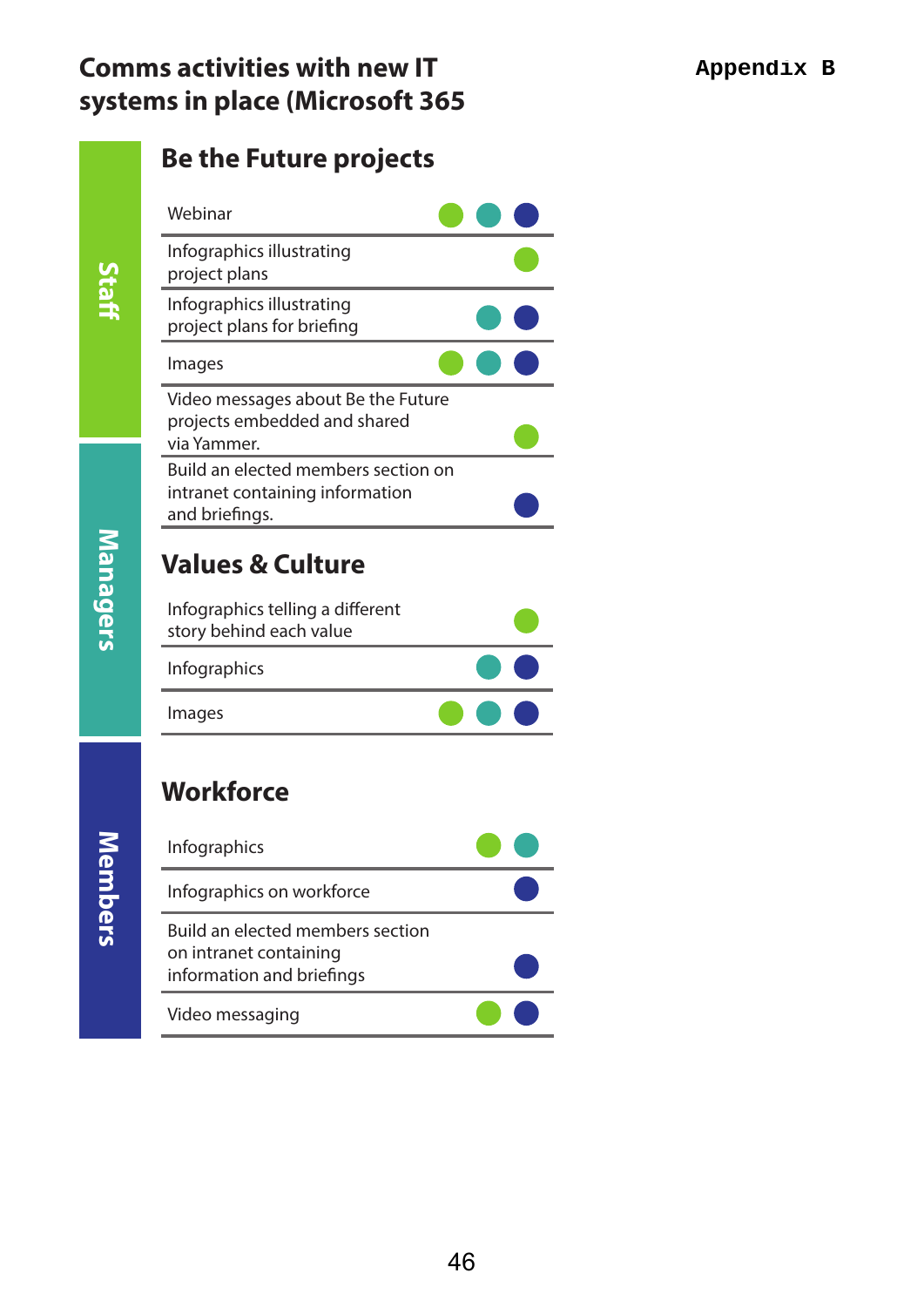# Comms activities with new IT systems in place (Microsoft 365

Appendix B

Legend: Staff (green) · Managers (teal) · Members (blue)

## Be the Future projects

| Activity | Staff | Managers | Members |
|---|---|---|---|
| Webinar | ● | ● | ● |
| Infographics illustrating project plans | ● | | |
| Infographics illustrating project plans for briefing | | ● | ● |
| Images | ● | ● | ● |
| Video messages about Be the Future projects embedded and shared via Yammer. | ● | | |
| Build an elected members section on intranet containing information and briefings. | | | ● |

## Values & Culture

| Activity | Staff | Managers | Members |
|---|---|---|---|
| Infographics telling a different story behind each value | ● | | |
| Infographics | | ● | ● |
| Images | ● | ● | ● |

## Workforce

| Activity | Staff | Managers | Members |
|---|---|---|---|
| Infographics | ● | ● | |
| Infographics on workforce | | | ● |
| Build an elected members section on intranet containing information and briefings | | | ● |
| Video messaging | ● | | ● |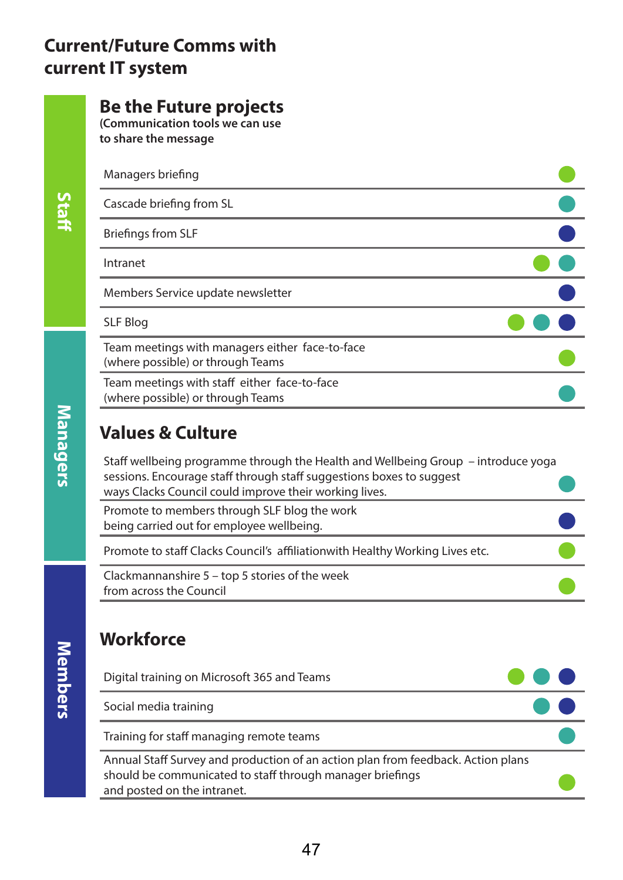# Current/Future Comms with current IT system

Legend: Staff (green) · Managers (teal) · Members (dark blue)

## Be the Future projects

**(Communication tools we can use to share the message**

| Item | Staff | Managers | Members |
|---|---|---|---|
| Managers briefing | ● | | |
| Cascade briefing from SL | | ● | |
| Briefings from SLF | | | ● |
| Intranet | ● | ● | |
| Members Service update newsletter | | | ● |
| SLF Blog | ● | ● | ● |
| Team meetings with managers either face-to-face (where possible) or through Teams | ● | | |
| Team meetings with staff either face-to-face (where possible) or through Teams | | ● | |

## Values & Culture

| Item | Staff | Managers | Members |
|---|---|---|---|
| Staff wellbeing programme through the Health and Wellbeing Group – introduce yoga sessions. Encourage staff through staff suggestions boxes to suggest ways Clacks Council could improve their working lives. | | ● | |
| Promote to members through SLF blog the work being carried out for employee wellbeing. | | | ● |
| Promote to staff Clacks Council's affiliationwith Healthy Working Lives etc. | ● | | |
| Clackmannanshire 5 – top 5 stories of the week from across the Council | ● | | |

## Workforce

| Item | Staff | Managers | Members |
|---|---|---|---|
| Digital training on Microsoft 365 and Teams | ● | ● | ● |
| Social media training | | ● | ● |
| Training for staff managing remote teams | | ● | |
| Annual Staff Survey and production of an action plan from feedback. Action plans should be communicated to staff through manager briefings and posted on the intranet. | ● | | |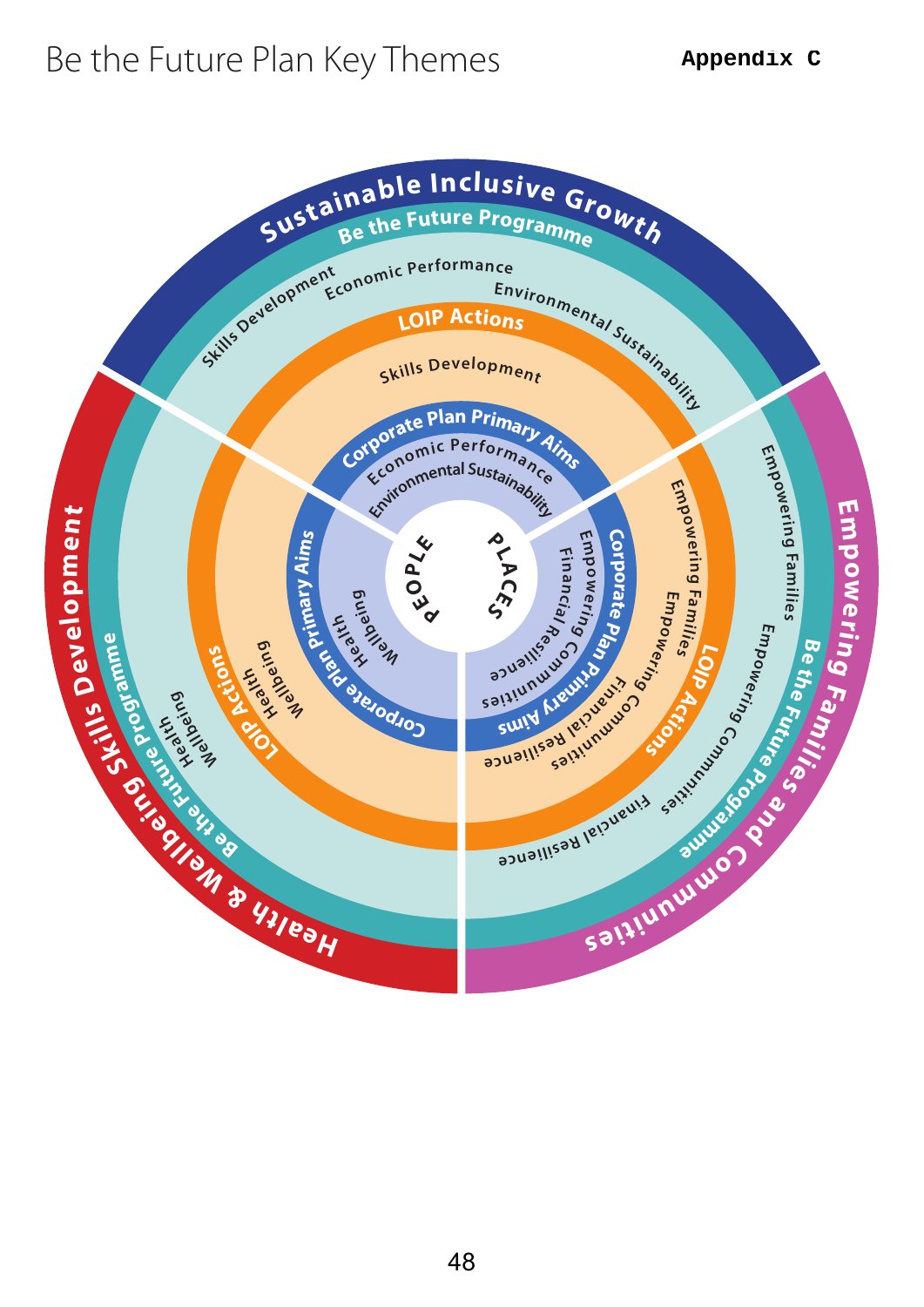# Be the Future Plan Key Themes

**Appendix C**

Sustainable Inclusive Growth

Be the Future Programme

Skills Development

Economic Performance

Environmental Sustainability

LOIP Actions

Skills Development

Corporate Plan Primary Aims

Economic Performance

Environmental Sustainability

PEOPLE

PLACES

Health & Wellbeing Skills Development

Be the Future Programme

Health

Wellbeing

LOIP Actions

Health

Wellbeing

Corporate Plan Primary Aims

Health

Wellbeing

Empowering Families and Communities

Be the Future Programme

Empowering Families

Empowering Communities

Financial Resilience

LOIP Actions

Empowering Families

Empowering Communities

Financial Resilience

Corporate Plan Primary Aims

Empowering Communities

Financial Resilience